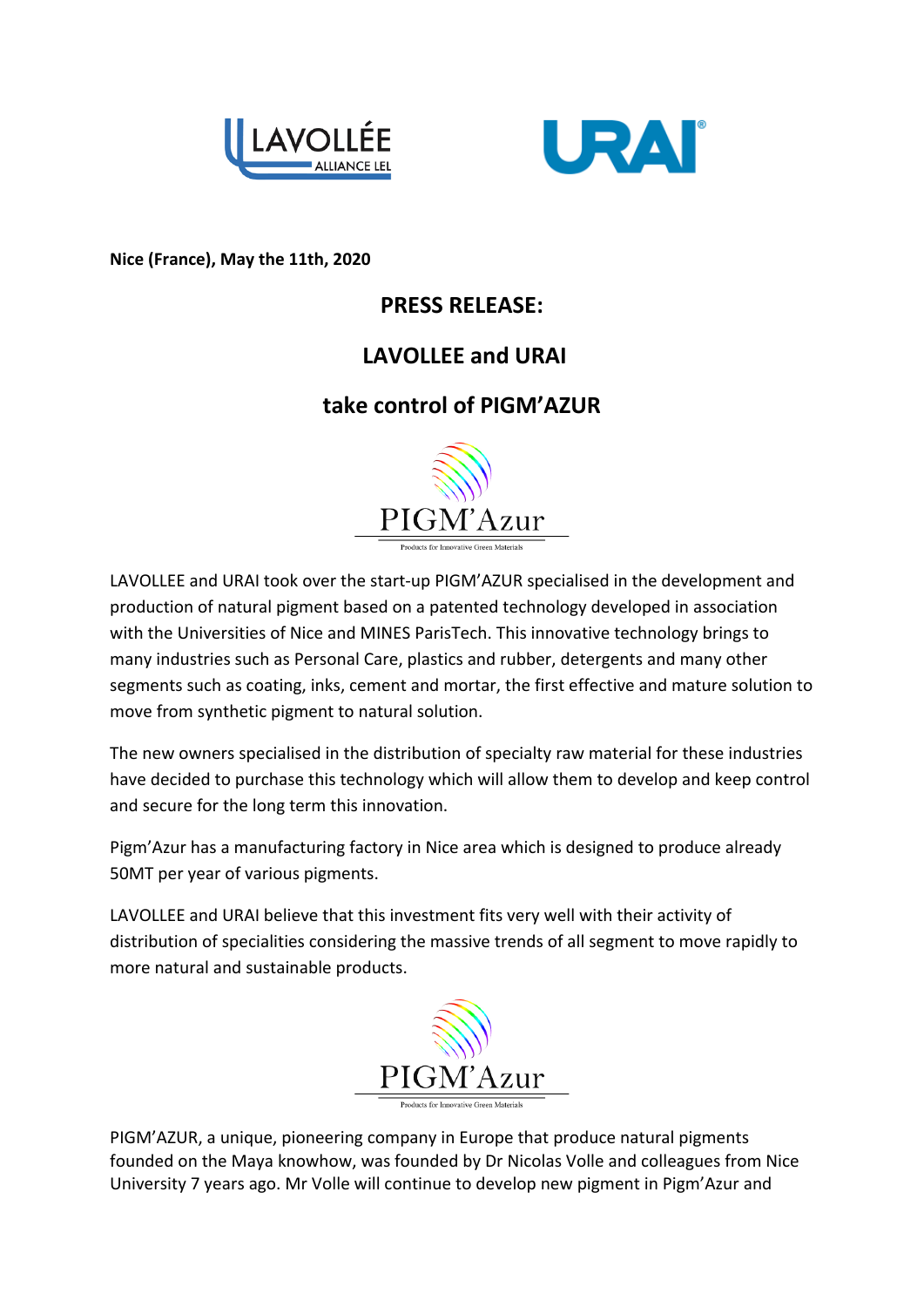Nice (France), May the 11th, 2020

# PRESS RELEASE:

# LAVOLLEE and URAI

# take control of PIGM'AZUR

LAVOLLEE and URAI took over the start-up PIGM'AZUR specialised in the development and production of natural pigment based on a patented technology developed in association with the Universities of Nice and MINES ParisTech. This innovative technology brings to many industries such as Personal Care, plastics and rubber, detergents and many other segments such as coating, inks, cement and mortar, the first effective and mature solution to move from synthetic pigment to natural solution.

The new owners specialised in the distribution of specialty raw material for these industries have decided to purchase this technology which will allow them to develop and keep control and secure for the long term this innovation.

Pigm'Azur has a manufacturing factory in Nice area which is designed to produce already 50MT per year of various pigments.

LAVOLLEE and URAI believe that this investment fits very well with their activity of distribution of specialities considering the massive trends of all segment to move rapidly to more natural and sustainable products.

PIGM'AZUR, a unique, pioneering company in Europe that produce natural pigments founded on the Maya knowhow, was founded by Dr Nicolas Volle and colleagues from Nice University 7 years ago. Mr Volle will continue to develop new pigment in Pigm'Azur and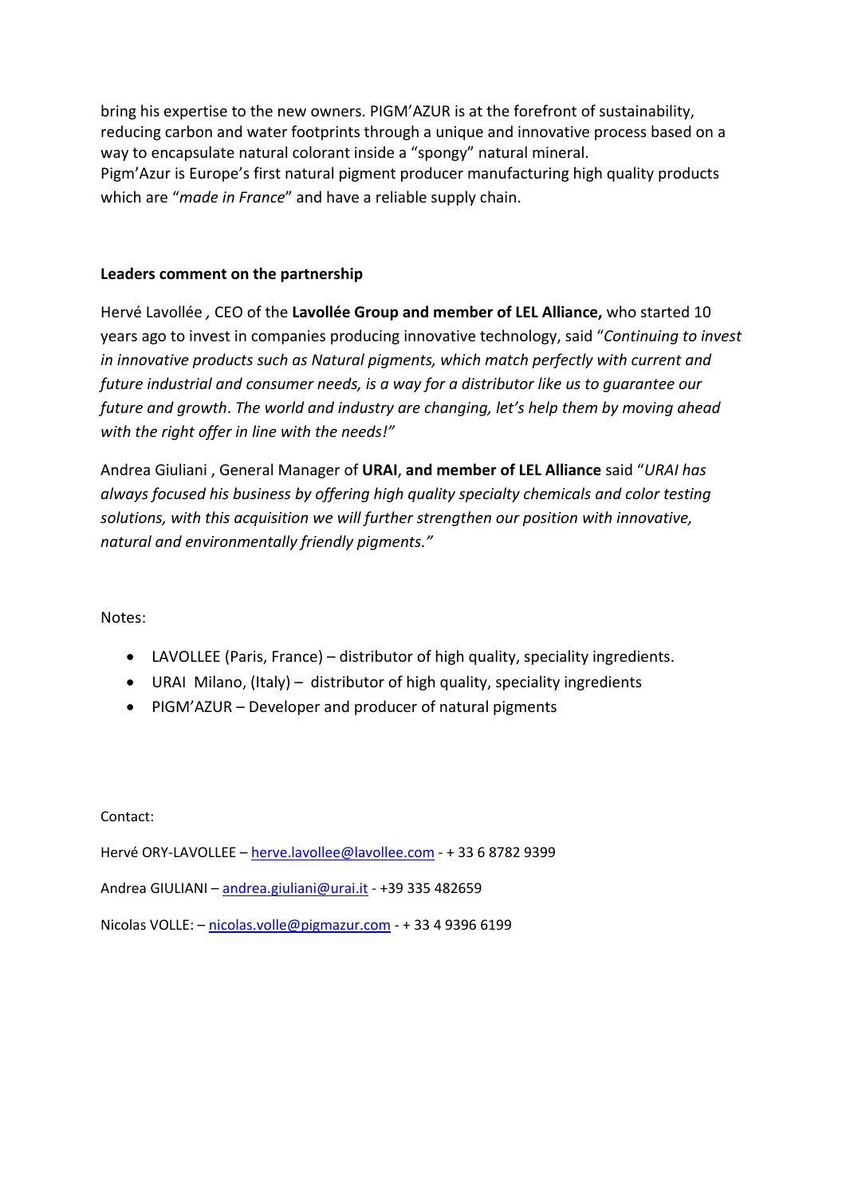bring his expertise to the new owners. PIGM'AZUR is at the forefront of sustainability, reducing carbon and water footprints through a unique and innovative process based on a way to encapsulate natural colorant inside a "spongy" natural mineral.
Pigm'Azur is Europe's first natural pigment producer manufacturing high quality products which are "*made in France*" and have a reliable supply chain.

**Leaders comment on the partnership**

Hervé Lavollée *,* CEO of the **Lavollée Group and member of LEL Alliance,** who started 10 years ago to invest in companies producing innovative technology, said "*Continuing to invest in innovative products such as Natural pigments, which match perfectly with current and future industrial and consumer needs, is a way for a distributor like us to guarantee our future and growth. The world and industry are changing, let's help them by moving ahead with the right offer in line with the needs!"*

Andrea Giuliani , General Manager of **URAI**, **and member of LEL Alliance** said "*URAI has always focused his business by offering high quality specialty chemicals and color testing solutions, with this acquisition we will further strengthen our position with innovative, natural and environmentally friendly pigments."*

Notes:

- LAVOLLEE (Paris, France) – distributor of high quality, speciality ingredients.
- URAI Milano, (Italy) – distributor of high quality, speciality ingredients
- PIGM'AZUR – Developer and producer of natural pigments

Contact:

Hervé ORY-LAVOLLEE – herve.lavollee@lavollee.com - + 33 6 8782 9399

Andrea GIULIANI – andrea.giuliani@urai.it - +39 335 482659

Nicolas VOLLE: – nicolas.volle@pigmazur.com - + 33 4 9396 6199